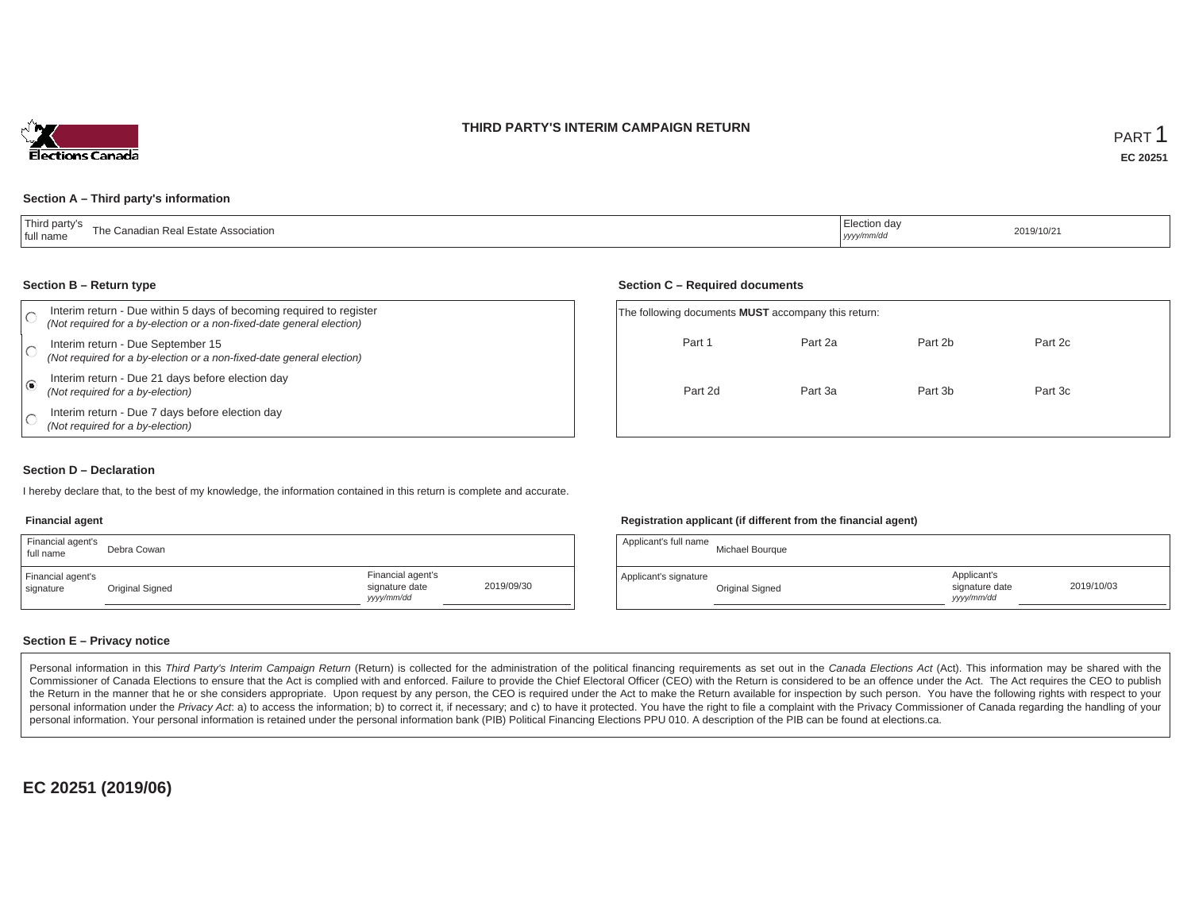Elections Canada

# THIRD PARTY'S INTERIM CAMPAIGN RETURN

PART 1

**EC 20251**

### Section A – Third party's information

| Third party's full name | The Canadian Real Estate Association | Election day *yyyy/mm/dd* | 2019/10/21 |
|---|---|---|---|

### Section B – Return type

- ◯ Interim return - Due within 5 days of becoming required to register *(Not required for a by-election or a non-fixed-date general election)*
- ◯ Interim return - Due September 15 *(Not required for a by-election or a non-fixed-date general election)*
- ◉ Interim return - Due 21 days before election day *(Not required for a by-election)*
- ◯ Interim return - Due 7 days before election day *(Not required for a by-election)*

### Section C – Required documents

The following documents **MUST** accompany this return:

| | | | |
|---|---|---|---|
| Part 1 | Part 2a | Part 2b | Part 2c |
| Part 2d | Part 3a | Part 3b | Part 3c |

### Section D – Declaration

I hereby declare that, to the best of my knowledge, the information contained in this return is complete and accurate.

**Financial agent**

| Financial agent's full name | Debra Cowan | | |
|---|---|---|---|
| Financial agent's signature | Original Signed | Financial agent's signature date *yyyy/mm/dd* | 2019/09/30 |

**Registration applicant (if different from the financial agent)**

| Applicant's full name | Michael Bourque | | |
|---|---|---|---|
| Applicant's signature | Original Signed | Applicant's signature date *yyyy/mm/dd* | 2019/10/03 |

### Section E – Privacy notice

Personal information in this *Third Party's Interim Campaign Return* (Return) is collected for the administration of the political financing requirements as set out in the *Canada Elections Act* (Act). This information may be shared with the Commissioner of Canada Elections to ensure that the Act is complied with and enforced. Failure to provide the Chief Electoral Officer (CEO) with the Return is considered to be an offence under the Act. The Act requires the CEO to publish the Return in the manner that he or she considers appropriate. Upon request by any person, the CEO is required under the Act to make the Return available for inspection by such person. You have the following rights with respect to your personal information under the *Privacy Act*: a) to access the information; b) to correct it, if necessary; and c) to have it protected. You have the right to file a complaint with the Privacy Commissioner of Canada regarding the handling of your personal information. Your personal information is retained under the personal information bank (PIB) Political Financing Elections PPU 010. A description of the PIB can be found at elections.ca.

**EC 20251 (2019/06)**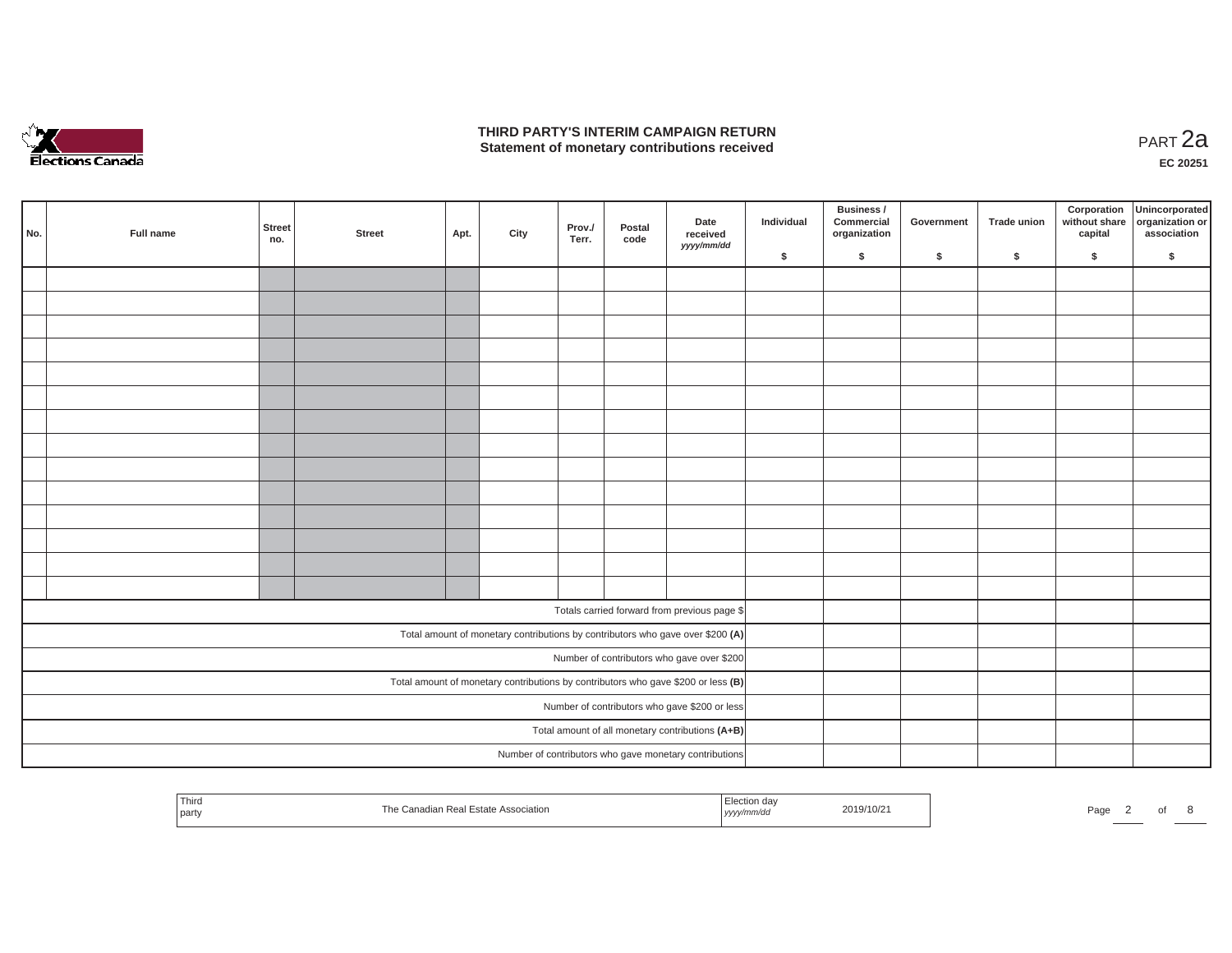# THIRD PARTY'S INTERIM CAMPAIGN RETURN
## Statement of monetary contributions received

PART 2a

EC 20251

| No. | Full name | Street no. | Street | Apt. | City | Prov./ Terr. | Postal code | Date received *yyyy/mm/dd* | Individual $ | Business / Commercial organization $ | Government $ | Trade union $ | Corporation without share capital $ | Unincorporated organization or association $ |
|---|---|---|---|---|---|---|---|---|---|---|---|---|---|---|
| | | | | | | | | | | | | | | |
| | | | | | | | | | | | | | | |
| | | | | | | | | | | | | | | |
| | | | | | | | | | | | | | | |
| | | | | | | | | | | | | | | |
| | | | | | | | | | | | | | | |
| | | | | | | | | | | | | | | |
| | | | | | | | | | | | | | | |
| | | | | | | | | | | | | | | |
| | | | | | | | | | | | | | | |
| | | | | | | | | | | | | | | |
| | | | | | | | | | | | | | | |
| | | | | | | | | | | | | | | |
| | | | | | | | | | | | | | | |
| Totals carried forward from previous page $ | | | | | | | | | | | | | | |
| Total amount of monetary contributions by contributors who gave over $200 **(A)** | | | | | | | | | | | | | | |
| Number of contributors who gave over $200 | | | | | | | | | | | | | | |
| Total amount of monetary contributions by contributors who gave $200 or less **(B)** | | | | | | | | | | | | | | |
| Number of contributors who gave $200 or less | | | | | | | | | | | | | | |
| Total amount of all monetary contributions **(A+B)** | | | | | | | | | | | | | | |
| Number of contributors who gave monetary contributions | | | | | | | | | | | | | | |

| Third party | The Canadian Real Estate Association | Election day *yyyy/mm/dd* | 2019/10/21 |
|---|---|---|---|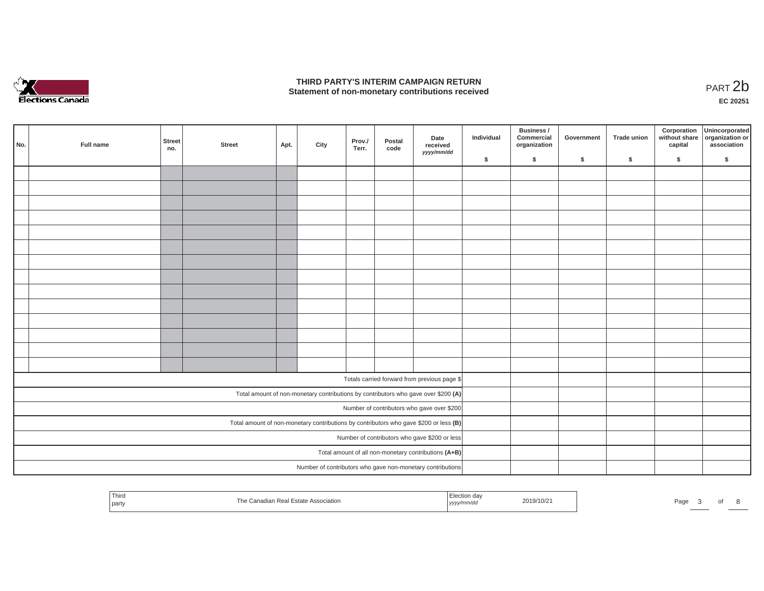# THIRD PARTY'S INTERIM CAMPAIGN RETURN
## Statement of non-monetary contributions received

PART 2b

**EC 20251**

| No. | Full name | Street no. | Street | Apt. | City | Prov./ Terr. | Postal code | Date received *yyyy/mm/dd* | Individual $ | Business / Commercial organization $ | Government $ | Trade union $ | Corporation without share capital $ | Unincorporated organization or association $ |
|---|---|---|---|---|---|---|---|---|---|---|---|---|---|---|
| | | | | | | | | | | | | | | |
| | | | | | | | | | | | | | | |
| | | | | | | | | | | | | | | |
| | | | | | | | | | | | | | | |
| | | | | | | | | | | | | | | |
| | | | | | | | | | | | | | | |
| | | | | | | | | | | | | | | |
| | | | | | | | | | | | | | | |
| | | | | | | | | | | | | | | |
| | | | | | | | | | | | | | | |
| | | | | | | | | | | | | | | |
| | | | | | | | | | | | | | | |
| | | | | | | | | | | | | | | |
| | | | | | | | | | | | | | | |
| Totals carried forward from previous page $ | | | | | | | | | | | | | | |
| Total amount of non-monetary contributions by contributors who gave over $200 **(A)** | | | | | | | | | | | | | | |
| Number of contributors who gave over $200 | | | | | | | | | | | | | | |
| Total amount of non-monetary contributions by contributors who gave $200 or less **(B)** | | | | | | | | | | | | | | |
| Number of contributors who gave $200 or less | | | | | | | | | | | | | | |
| Total amount of all non-monetary contributions **(A+B)** | | | | | | | | | | | | | | |
| Number of contributors who gave non-monetary contributions | | | | | | | | | | | | | | |

| Third party | The Canadian Real Estate Association | Election day *yyyy/mm/dd* | 2019/10/21 |
|---|---|---|---|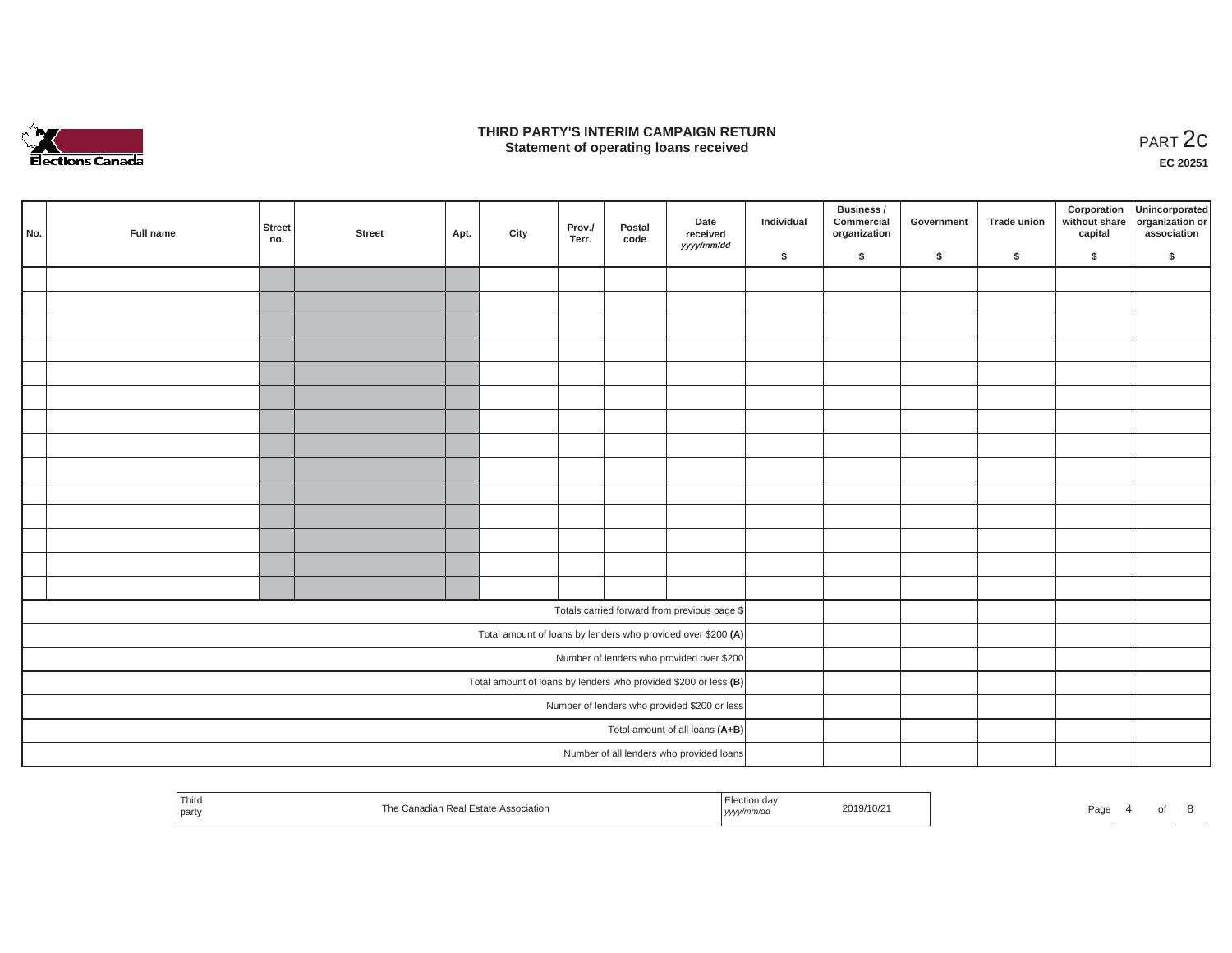# THIRD PARTY'S INTERIM CAMPAIGN RETURN
## Statement of operating loans received

PART 2c

EC 20251

| No. | Full name | Street no. | Street | Apt. | City | Prov./ Terr. | Postal code | Date received *yyyy/mm/dd* | Individual $ | Business / Commercial organization $ | Government $ | Trade union $ | Corporation without share capital $ | Unincorporated organization or association $ |
|---|---|---|---|---|---|---|---|---|---|---|---|---|---|---|
| | | | | | | | | | | | | | | |
| | | | | | | | | | | | | | | |
| | | | | | | | | | | | | | | |
| | | | | | | | | | | | | | | |
| | | | | | | | | | | | | | | |
| | | | | | | | | | | | | | | |
| | | | | | | | | | | | | | | |
| | | | | | | | | | | | | | | |
| | | | | | | | | | | | | | | |
| | | | | | | | | | | | | | | |
| | | | | | | | | | | | | | | |
| | | | | | | | | | | | | | | |
| | | | | | | | | | | | | | | |
| | | | | | | | | | | | | | | |
| Totals carried forward from previous page $ | | | | | | | | | | | | | | |
| Total amount of loans by lenders who provided over $200 **(A)** | | | | | | | | | | | | | | |
| Number of lenders who provided over $200 | | | | | | | | | | | | | | |
| Total amount of loans by lenders who provided $200 or less **(B)** | | | | | | | | | | | | | | |
| Number of lenders who provided $200 or less | | | | | | | | | | | | | | |
| Total amount of all loans **(A+B)** | | | | | | | | | | | | | | |
| Number of all lenders who provided loans | | | | | | | | | | | | | | |

| Third party | The Canadian Real Estate Association | Election day *yyyy/mm/dd* | 2019/10/21 |
|---|---|---|---|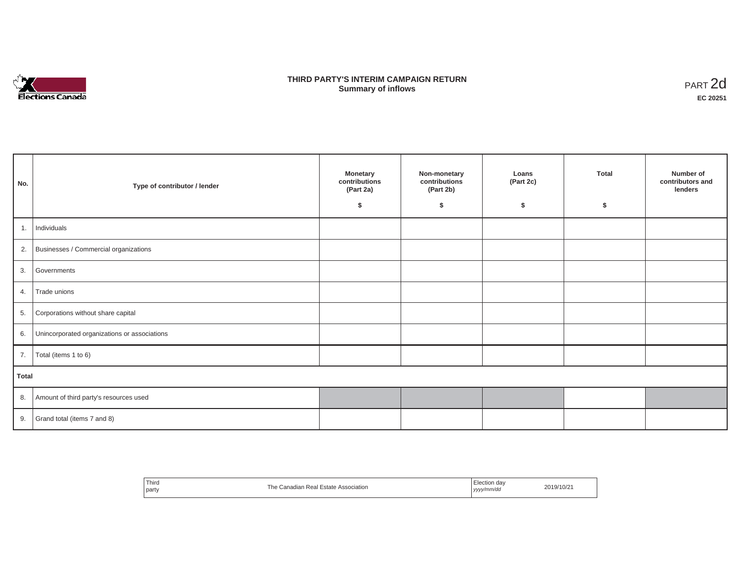Elections Canada

# THIRD PARTY'S INTERIM CAMPAIGN RETURN
## Summary of inflows

PART 2d
**EC 20251**

| No. | Type of contributor / lender | Monetary contributions (Part 2a) $ | Non-monetary contributions (Part 2b) $ | Loans (Part 2c) $ | Total $ | Number of contributors and lenders |
|---|---|---|---|---|---|---|
| 1. | Individuals | | | | | |
| 2. | Businesses / Commercial organizations | | | | | |
| 3. | Governments | | | | | |
| 4. | Trade unions | | | | | |
| 5. | Corporations without share capital | | | | | |
| 6. | Unincorporated organizations or associations | | | | | |
| 7. | Total (items 1 to 6) | | | | | |
| **Total** | | | | | | |
| 8. | Amount of third party's resources used | | | | | |
| 9. | Grand total (items 7 and 8) | | | | | |

| Third party | The Canadian Real Estate Association | Election day *yyyy/mm/dd* | 2019/10/21 |
|---|---|---|---|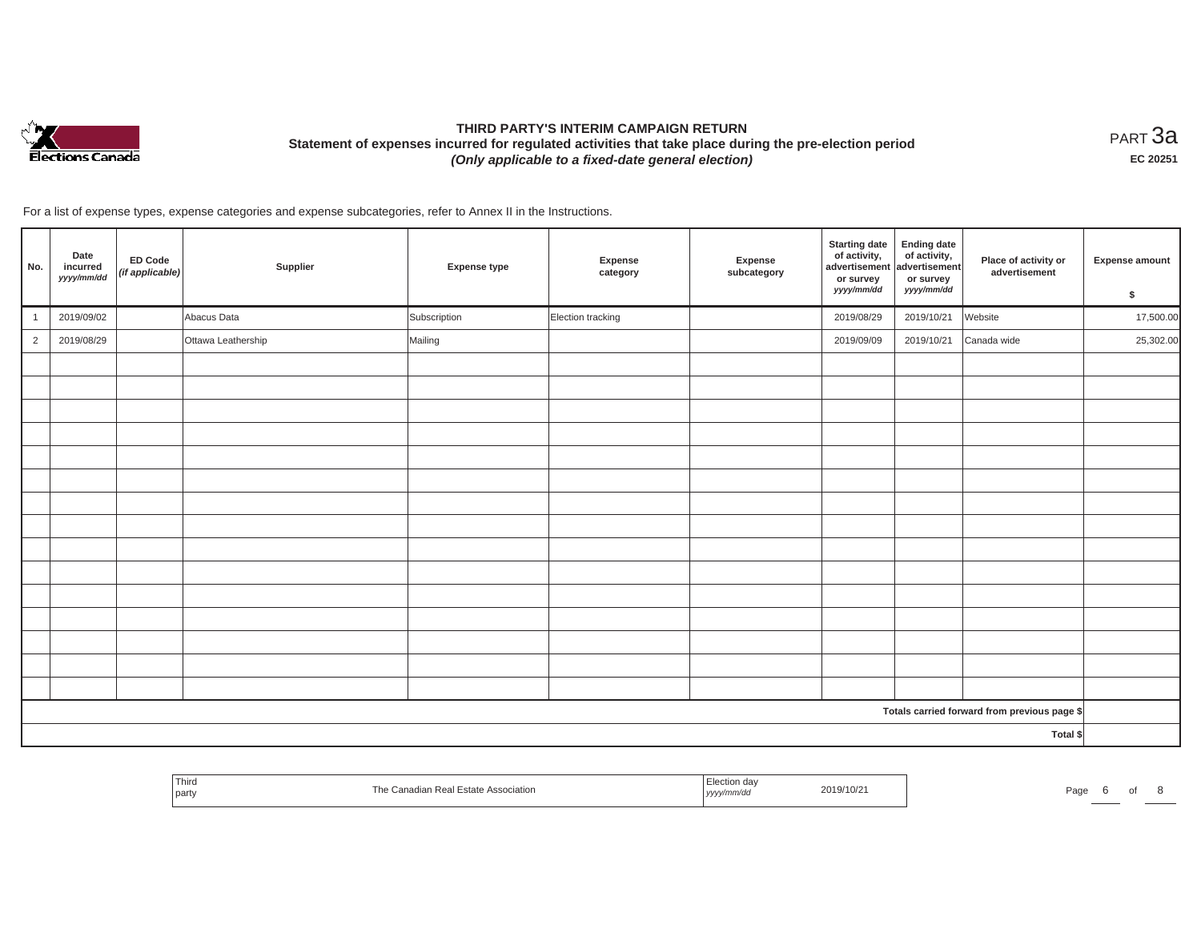# THIRD PARTY'S INTERIM CAMPAIGN RETURN

**Statement of expenses incurred for regulated activities that take place during the pre-election period**

***(Only applicable to a fixed-date general election)***

PART 3a

**EC 20251**

For a list of expense types, expense categories and expense subcategories, refer to Annex II in the Instructions.

| No. | Date incurred *yyyy/mm/dd* | ED Code *(if applicable)* | Supplier | Expense type | Expense category | Expense subcategory | Starting date of activity, advertisement or survey *yyyy/mm/dd* | Ending date of activity, advertisement or survey *yyyy/mm/dd* | Place of activity or advertisement | Expense amount $ |
|---|---|---|---|---|---|---|---|---|---|---|
| 1 | 2019/09/02 | | Abacus Data | Subscription | Election tracking | | 2019/08/29 | 2019/10/21 | Website | 17,500.00 |
| 2 | 2019/08/29 | | Ottawa Leathership | Mailing | | | 2019/09/09 | 2019/10/21 | Canada wide | 25,302.00 |
| | | | | | | | | | | |
| | | | | | | | | | | |
| | | | | | | | | | | |
| | | | | | | | | | | |
| | | | | | | | | | | |
| | | | | | | | | | | |
| | | | | | | | | | | |
| | | | | | | | | | | |
| | | | | | | | | | | |
| | | | | | | | | | | |
| | | | | | | | | | | |
| | | | | | | | | | | |
| | | | | | | | | | | |
| | | | | | | | | | | |
| | | | | | | | | | | |
| | | | | | | | | | Totals carried forward from previous page $ | |
| | | | | | | | | | Total $ | |

| Third party | The Canadian Real Estate Association | Election day *yyyy/mm/dd* | 2019/10/21 |
|---|---|---|---|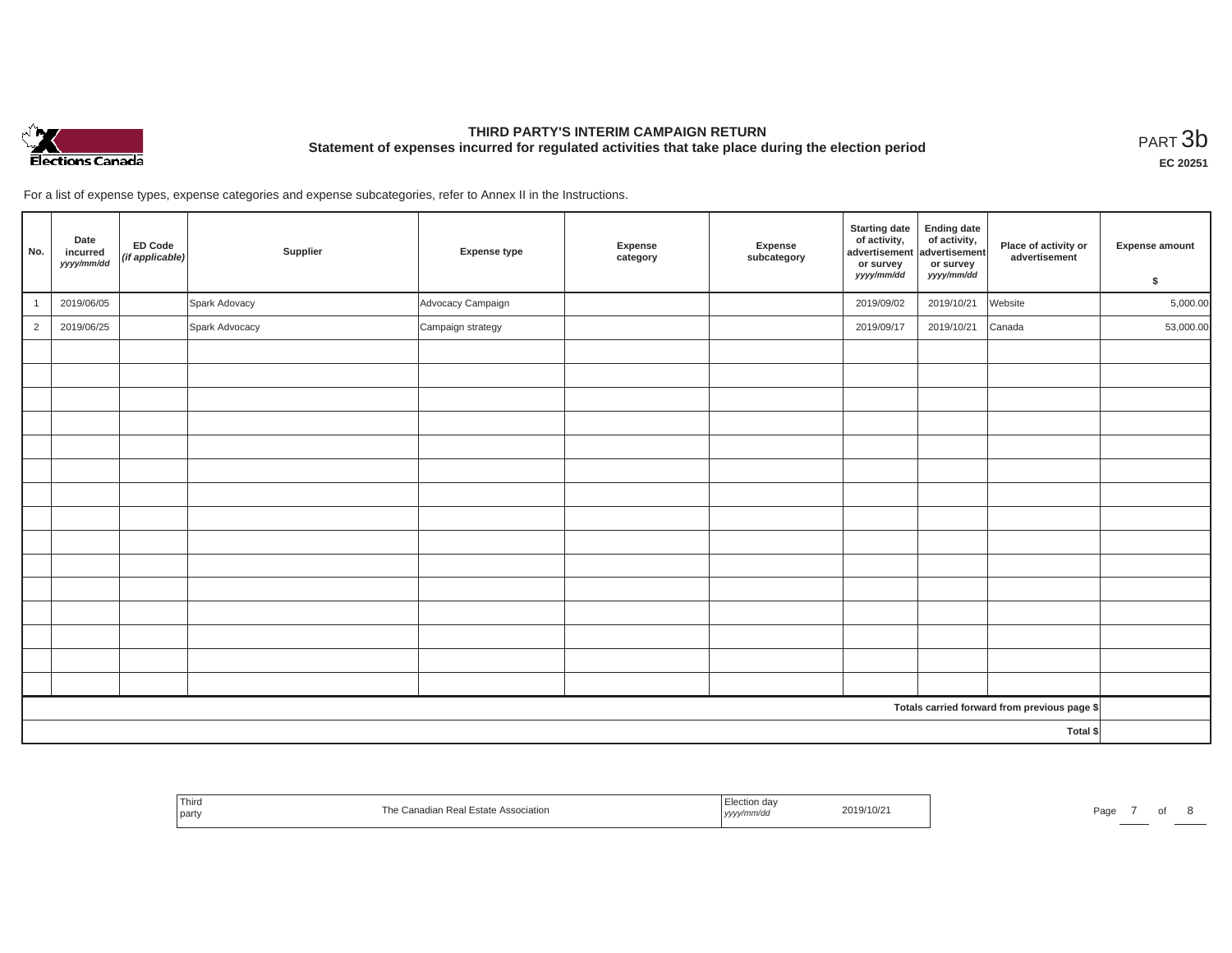# THIRD PARTY'S INTERIM CAMPAIGN RETURN

## Statement of expenses incurred for regulated activities that take place during the election period

PART 3b

**EC 20251**

For a list of expense types, expense categories and expense subcategories, refer to Annex II in the Instructions.

| No. | Date incurred *yyyy/mm/dd* | ED Code *(if applicable)* | Supplier | Expense type | Expense category | Expense subcategory | Starting date of activity, advertisement or survey *yyyy/mm/dd* | Ending date of activity, advertisement or survey *yyyy/mm/dd* | Place of activity or advertisement | Expense amount $ |
|---|---|---|---|---|---|---|---|---|---|---|
| 1 | 2019/06/05 | | Spark Adovacy | Advocacy Campaign | | | 2019/09/02 | 2019/10/21 | Website | 5,000.00 |
| 2 | 2019/06/25 | | Spark Advocacy | Campaign strategy | | | 2019/09/17 | 2019/10/21 | Canada | 53,000.00 |
| | | | | | | | | | | |
| | | | | | | | | | | |
| | | | | | | | | | | |
| | | | | | | | | | | |
| | | | | | | | | | | |
| | | | | | | | | | | |
| | | | | | | | | | | |
| | | | | | | | | | | |
| | | | | | | | | | | |
| | | | | | | | | | | |
| | | | | | | | | | | |
| | | | | | | | | | | |
| | | | | | | | | | | |
| | | | | | | | | | | |
| | | | | | | | | | | |
| | | | | | | | | | Totals carried forward from previous page $ | |
| | | | | | | | | | Total $ | |

| Third party | The Canadian Real Estate Association | Election day *yyyy/mm/dd* | 2019/10/21 |
|---|---|---|---|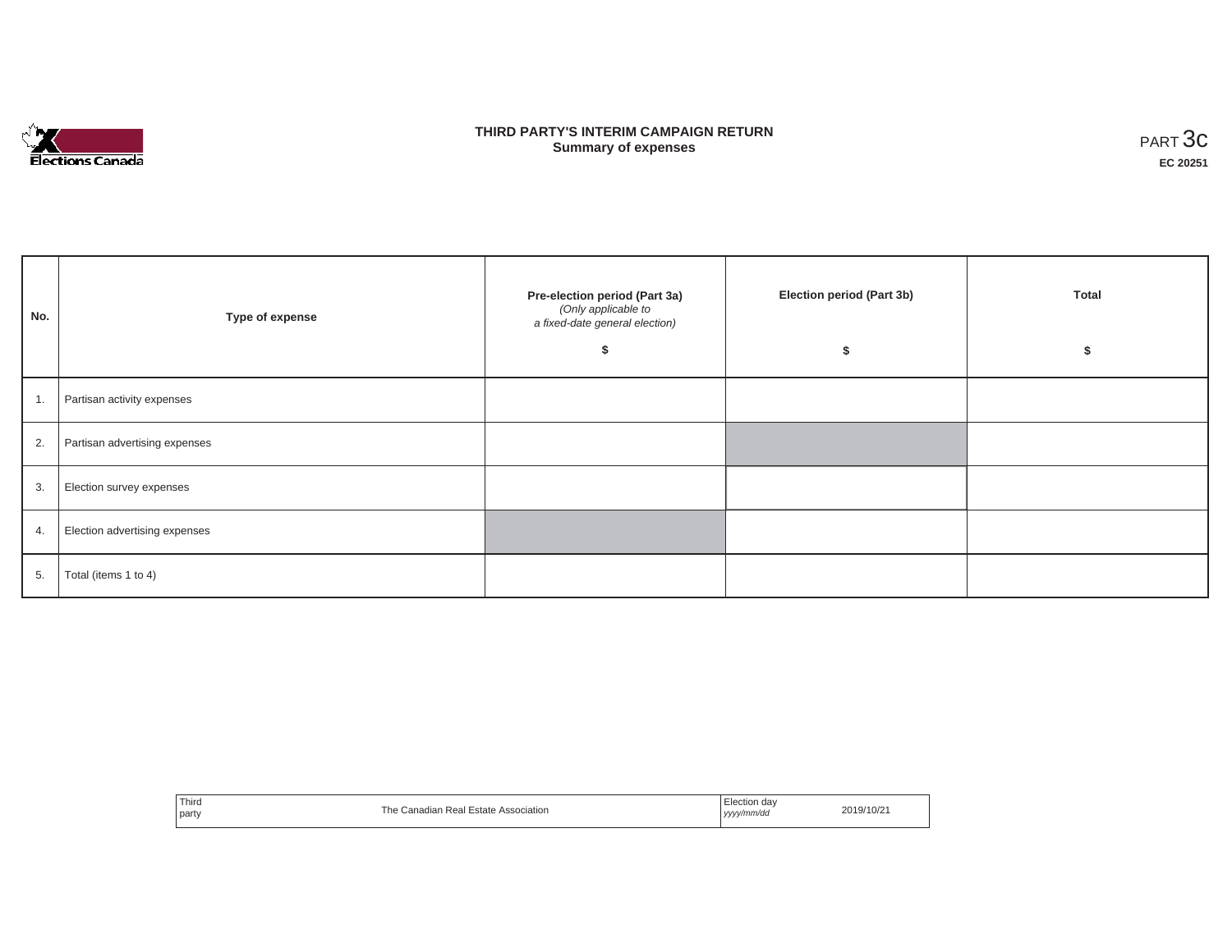# THIRD PARTY'S INTERIM CAMPAIGN RETURN
## Summary of expenses

PART 3c

**EC 20251**

| No. | Type of expense | **Pre-election period (Part 3a)** *(Only applicable to a fixed-date general election)* $ | **Election period (Part 3b)** $ | **Total** $ |
|---|---|---|---|---|
| 1. | Partisan activity expenses | | | |
| 2. | Partisan advertising expenses | | | |
| 3. | Election survey expenses | | | |
| 4. | Election advertising expenses | | | |
| 5. | Total (items 1 to 4) | | | |

| Third party | The Canadian Real Estate Association | Election day *yyyy/mm/dd* | 2019/10/21 |
|---|---|---|---|